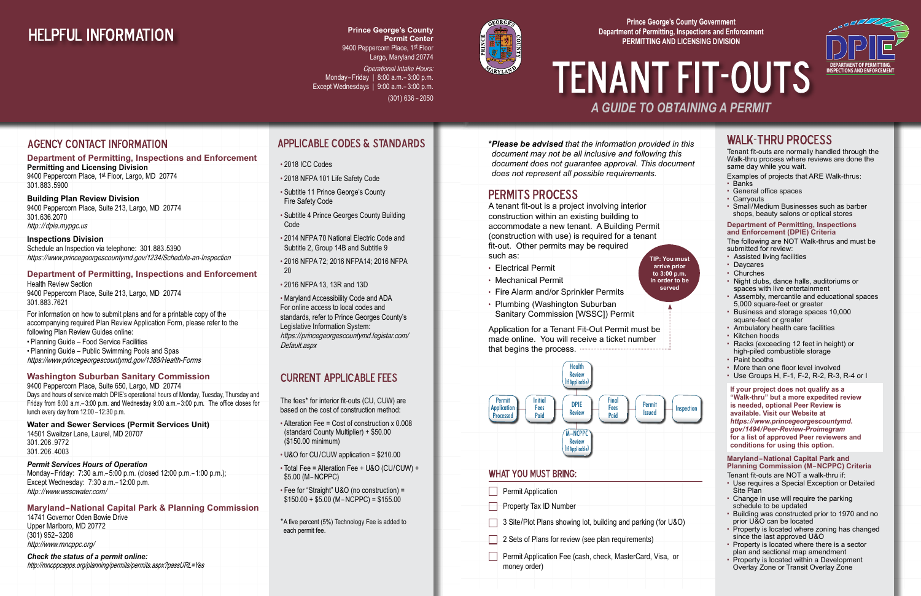# TENANT FIT-OUTS

## *A GUIDE TO OBTAINING A PERMIT*

Prince George's County Government
Department of Permitting, Inspections and Enforcement
PERMITTING AND LICENSING DIVISION

## HELPFUL INFORMATION

**Prince George's County Permit Center**
9400 Peppercorn Place, 1st Floor
Largo, Maryland 20774

*Operational Intake Hours:*
Monday – Friday | 8:00 a.m. – 3:00 p.m.
Except Wednesdays | 9:00 a.m. – 3:00 p.m.
(301) 636 – 2050

## AGENCY CONTACT INFORMATION

### Department of Permitting, Inspections and Enforcement

**Permitting and Licensing Division**
9400 Peppercorn Place, 1st Floor, Largo, MD 20774
301.883.5900

**Building Plan Review Division**
9400 Peppercorn Place, Suite 213, Largo, MD 20774
301.636.2070
*http://dpie.mypgc.us*

**Inspections Division**
Schedule an Inspection via telephone: 301.883.5390
*https://www.princegeorgescountymd.gov/1234/Schedule-an-Inspection*

### Department of Permitting, Inspections and Enforcement

Health Review Section
9400 Peppercorn Place, Suite 213, Largo, MD 20774
301.883.7621

For information on how to submit plans and for a printable copy of the accompanying required Plan Review Application Form, please refer to the following Plan Review Guides online:

- Planning Guide – Food Service Facilities
- Planning Guide – Public Swimming Pools and Spas

*https://www.princegeorgescountymd.gov/1388/Health-Forms*

### Washington Suburban Sanitary Commission

9400 Peppercorn Place, Suite 650, Largo, MD 20774
Days and hours of service match DPIE's operational hours of Monday, Tuesday, Thursday and Friday from 8:00 a.m. – 3:00 p.m. and Wednesday 9:00 a.m. – 3:00 p.m. The office closes for lunch every day from 12:00 – 12:30 p.m.

**Water and Sewer Services (Permit Services Unit)**
14501 Sweitzer Lane, Laurel, MD 20707
301.206.9772
301.206.4003

***Permit Services Hours of Operation***
Monday – Friday: 7:30 a.m. – 5:00 p.m. (closed 12:00 p.m. – 1:00 p.m.);
Except Wednesday: 7:30 a.m. – 12:00 p.m.
*http://www.wsscwater.com/*

### Maryland-National Capital Park & Planning Commission

14741 Governor Oden Bowie Drive
Upper Marlboro, MD 20772
(301) 952 – 3208
*http://www.mncppc.org/*

***Check the status of a permit online:***
*http://mncppcapps.org/planning/permits/permits.aspx?passURL=Yes*

## APPLICABLE CODES & STANDARDS

- 2018 ICC Codes
- 2018 NFPA 101 Life Safety Code
- Subtitle 11 Prince George's County Fire Safety Code
- Subtitle 4 Prince Georges County Building Code
- 2014 NFPA 70 National Electric Code and Subtitle 2, Group 14B and Subtitle 9
- 2016 NFPA 72; 2016 NFPA14; 2016 NFPA 20
- 2016 NFPA 13, 13R and 13D
- Maryland Accessibility Code and ADA

For online access to local codes and standards, refer to Prince Georges County's Legislative Information System:
*https://princegeorgescountymd.legistar.com/Default.aspx*

## CURRENT APPLICABLE FEES

The fees* for interior fit-outs (CU, CUW) are based on the cost of construction method:

- Alteration Fee = Cost of construction x 0.008 (standard County Multiplier) + $50.00 ($150.00 minimum)
- U&O for CU/CUW application = $210.00
- Total Fee = Alteration Fee + U&O (CU/CUW) + $5.00 (M–NCPPC)
- Fee for "Straight" U&O (no construction) = $150.00 + $5.00 (M–NCPPC) = $155.00

*A five percent (5%) Technology Fee is added to each permit fee.

***Please be advised** that the information provided in this document may not be all inclusive and following this document does not guarantee approval. This document does not represent all possible requirements.*

## PERMITS PROCESS

A tenant fit-out is a project involving interior construction within an existing building to accommodate a new tenant. A Building Permit (construction with use) is required for a tenant fit-out. Other permits may be required such as:

- Electrical Permit
- Mechanical Permit
- Fire Alarm and/or Sprinkler Permits
- Plumbing (Washington Suburban Sanitary Commission [WSSC]) Permit

**TIP: You must arrive prior to 3:00 p.m. in order to be served**

Application for a Tenant Fit-Out Permit must be made online. You will receive a ticket number that begins the process.

Permit Application Processed → Initial Fees Paid → DPIE Review (with Health Review (if Applicable) and M-NCPPC Review (if Applicable)) → Final Fees Paid → Permit Issued → Inspection

### WHAT YOU MUST BRING:

- [ ] Permit Application
- [ ] Property Tax ID Number
- [ ] 3 Site/Plot Plans showing lot, building and parking (for U&O)
- [ ] 2 Sets of Plans for review (see plan requirements)
- [ ] Permit Application Fee (cash, check, MasterCard, Visa, or money order)

## WALK-THRU PROCESS

Tenant fit-outs are normally handled through the Walk-thru process where reviews are done the same day while you wait.

Examples of projects that ARE Walk-thrus:

- Banks
- General office spaces
- Carryouts
- Small/Medium Businesses such as barber shops, beauty salons or optical stores

### Department of Permitting, Inspections and Enforcement (DPIE) Criteria

The following are NOT Walk-thrus and must be submitted for review:

- Assisted living facilities
- Daycares
- Churches
- Night clubs, dance halls, auditoriums or spaces with live entertainment
- Assembly, mercantile and educational spaces 5,000 square-feet or greater
- Business and storage spaces 10,000 square-feet or greater
- Ambulatory health care facilities
- Kitchen hoods
- Racks (exceeding 12 feet in height) or high-piled combustible storage
- Paint booths
- More than one floor level involved
- Use Groups H, F-1, F-2, R-2, R-3, R-4 or I

**If your project does not qualify as a "Walk-thru" but a more expedited review is needed, optional Peer Review is available. Visit our Website at *https://www.princegeorgescountymd.gov/1494/Peer-Review-Proimegram* for a list of approved Peer reviewers and conditions for using this option.**

### Maryland-National Capital Park and Planning Commission (M-NCPPC) Criteria

Tenant fit-outs are NOT a walk-thru if:

- Use requires a Special Exception or Detailed Site Plan
- Change in use will require the parking schedule to be updated
- Building was constructed prior to 1970 and no prior U&O can be located
- Property is located where zoning has changed since the last approved U&O
- Property is located where there is a sector plan and sectional map amendment
- Property is located within a Development Overlay Zone or Transit Overlay Zone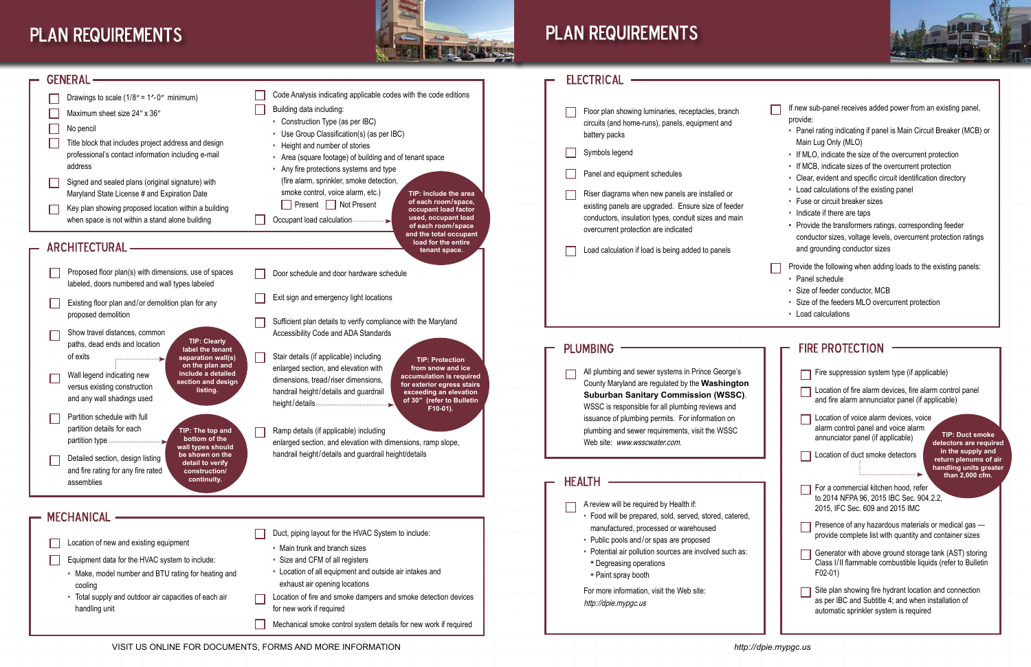# PLAN REQUIREMENTS

## GENERAL

- ☐ Drawings to scale (1/8″ = 1′-0″ minimum)
- ☐ Maximum sheet size 24″ x 36″
- ☐ No pencil
- ☐ Title block that includes project address and design professional's contact information including e-mail address
- ☐ Signed and sealed plans (original signature) with Maryland State License # and Expiration Date
- ☐ Key plan showing proposed location within a building when space is not within a stand alone building
- ☐ Code Analysis indicating applicable codes with the code editions
- ☐ Building data including:
  - Construction Type (as per IBC)
  - Use Group Classification(s) (as per IBC)
  - Height and number of stories
  - Area (square footage) of building and of tenant space
  - Any fire protections systems and type (fire alarm, sprinkler, smoke detection, smoke control, voice alarm, etc.)
    ☐ Present ☐ Not Present
- ☐ Occupant load calculation

**TIP: Include the area of each room/space, occupant load factor used, occupant load of each room/space and the total occupant load for the entire tenant space.**

## ARCHITECTURAL

- ☐ Proposed floor plan(s) with dimensions, use of spaces labeled, doors numbered and wall types labeled
- ☐ Existing floor plan and/or demolition plan for any proposed demolition
- ☐ Show travel distances, common paths, dead ends and location of exits
- ☐ Wall legend indicating new versus existing construction and any wall shadings used
- ☐ Partition schedule with full partition details for each partition type
- ☐ Detailed section, design listing and fire rating for any fire rated assemblies

**TIP: Clearly label the tenant separation wall(s) on the plan and include a detailed section and design listing.**

**TIP: The top and bottom of the wall types should be shown on the detail to verify construction/continuity.**

- ☐ Door schedule and door hardware schedule
- ☐ Exit sign and emergency light locations
- ☐ Sufficient plan details to verify compliance with the Maryland Accessibility Code and ADA Standards
- ☐ Stair details (if applicable) including enlarged section, and elevation with dimensions, tread/riser dimensions, handrail height/details and guardrail height/details
- ☐ Ramp details (if applicable) including enlarged section, and elevation with dimensions, ramp slope, handrail height/details and guardrail height/details

**TIP: Protection from snow and ice accumulation is required for exterior egress stairs exceeding an elevation of 30″ (refer to Bulletin F10-01).**

## MECHANICAL

- ☐ Location of new and existing equipment
- ☐ Equipment data for the HVAC system to include:
  - Make, model number and BTU rating for heating and cooling
  - Total supply and outdoor air capacities of each air handling unit
- ☐ Duct, piping layout for the HVAC System to include:
  - Main trunk and branch sizes
  - Size and CFM of all registers
  - Location of all equipment and outside air intakes and exhaust air opening locations
- ☐ Location of fire and smoke dampers and smoke detection devices for new work if required
- ☐ Mechanical smoke control system details for new work if required

VISIT US ONLINE FOR DOCUMENTS, FORMS AND MORE INFORMATION

# PLAN REQUIREMENTS

## ELECTRICAL

- ☐ Floor plan showing luminaries, receptacles, branch circuits (and home-runs), panels, equipment and battery packs
- ☐ Symbols legend
- ☐ Panel and equipment schedules
- ☐ Riser diagrams when new panels are installed or existing panels are upgraded. Ensure size of feeder conductors, insulation types, conduit sizes and main overcurrent protection are indicated
- ☐ Load calculation if load is being added to panels
- ☐ If new sub-panel receives added power from an existing panel, provide:
  - Panel rating indicating if panel is Main Circuit Breaker (MCB) or Main Lug Only (MLO)
  - If MLO, indicate the size of the overcurrent protection
  - If MCB, indicate sizes of the overcurrent protection
  - Clear, evident and specific circuit identification directory
  - Load calculations of the existing panel
  - Fuse or circuit breaker sizes
  - Indicate if there are taps
  - Provide the transformers ratings, corresponding feeder conductor sizes, voltage levels, overcurrent protection ratings and grounding conductor sizes
- ☐ Provide the following when adding loads to the existing panels:
  - Panel schedule
  - Size of feeder conductor, MCB
  - Size of the feeders MLO overcurrent protection
  - Load calculations

## PLUMBING

- ☐ All plumbing and sewer systems in Prince George's County Maryland are regulated by the **Washington Suburban Sanitary Commission (WSSC)**. WSSC is responsible for all plumbing reviews and issuance of plumbing permits. For information on plumbing and sewer requirements, visit the WSSC Web site: *www.wsscwater.com*.

## HEALTH

- ☐ A review will be required by Health if:
  - Food will be prepared, sold, served, stored, catered, manufactured, processed or warehoused
  - Public pools and/or spas are proposed
  - Potential air pollution sources are involved such as:
    - Degreasing operations
    - Paint spray booth

For more information, visit the Web site: *http://dpie.mypgc.us*

## FIRE PROTECTION

- ☐ Fire suppression system type (if applicable)
- ☐ Location of fire alarm devices, fire alarm control panel and fire alarm annunciator panel (if applicable)
- ☐ Location of voice alarm devices, voice alarm control panel and voice alarm annunciator panel (if applicable)
- ☐ Location of duct smoke detectors
- ☐ For a commercial kitchen hood, refer to 2014 NFPA 96, 2015 IBC Sec. 904.2.2, 2015, IFC Sec. 609 and 2015 IMC
- ☐ Presence of any hazardous materials or medical gas — provide complete list with quantity and container sizes
- ☐ Generator with above ground storage tank (AST) storing Class I/II flammable combustible liquids (refer to Bulletin F02-01)
- ☐ Site plan showing fire hydrant location and connection as per IBC and Subtitle 4; and when installation of automatic sprinkler system is required

**TIP: Duct smoke detectors are required in the supply and return plenums of air handling units greater than 2,000 cfm.**

*http://dpie.mypgc.us*